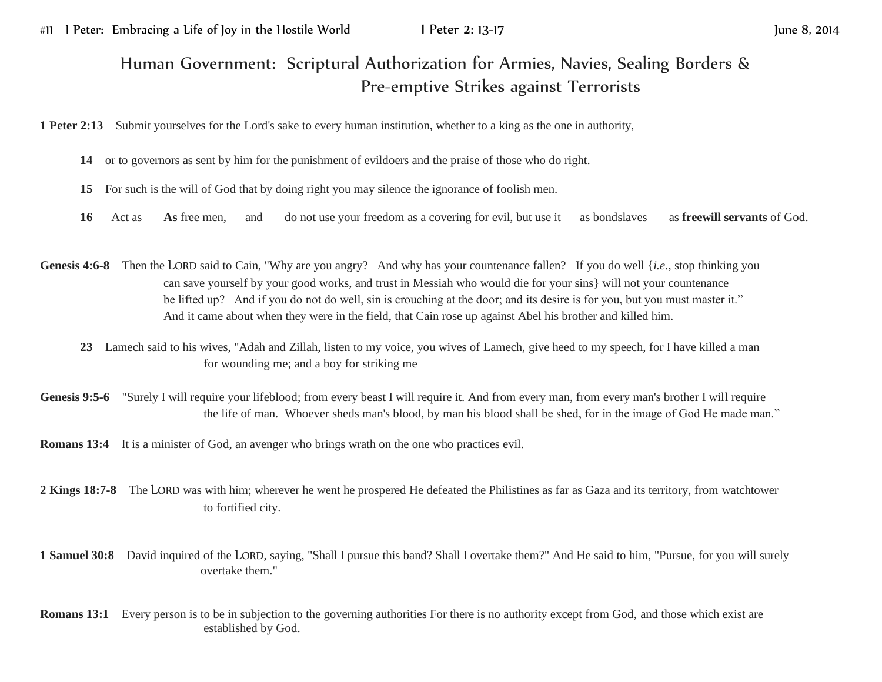#11 1 Peter: Embracing a Life of Joy in the Hostile World  1 Peter 2: 13-17  June 8, 2014

# Human Government: Scriptural Authorization for Armies, Navies, Sealing Borders & Pre-emptive Strikes against Terrorists

**1 Peter 2:13** Submit yourselves for the Lord's sake to every human institution, whether to a king as the one in authority,

**14** or to governors as sent by him for the punishment of evildoers and the praise of those who do right.

**15** For such is the will of God that by doing right you may silence the ignorance of foolish men.

**16** ~~Act as~~ **As** free men, ~~and~~ do not use your freedom as a covering for evil, but use it ~~as bondslaves~~ as **freewill servants** of God.

**Genesis 4:6-8** Then the LORD said to Cain, "Why are you angry? And why has your countenance fallen? If you do well {*i.e.*, stop thinking you can save yourself by your good works, and trust in Messiah who would die for your sins} will not your countenance be lifted up? And if you do not do well, sin is crouching at the door; and its desire is for you, but you must master it." And it came about when they were in the field, that Cain rose up against Abel his brother and killed him.

**23** Lamech said to his wives, "Adah and Zillah, listen to my voice, you wives of Lamech, give heed to my speech, for I have killed a man for wounding me; and a boy for striking me

**Genesis 9:5-6** "Surely I will require your lifeblood; from every beast I will require it. And from every man, from every man's brother I will require the life of man. Whoever sheds man's blood, by man his blood shall be shed, for in the image of God He made man."

**Romans 13:4** It is a minister of God, an avenger who brings wrath on the one who practices evil.

**2 Kings 18:7-8** The LORD was with him; wherever he went he prospered He defeated the Philistines as far as Gaza and its territory, from watchtower to fortified city.

**1 Samuel 30:8** David inquired of the LORD, saying, "Shall I pursue this band? Shall I overtake them?" And He said to him, "Pursue, for you will surely overtake them."

**Romans 13:1** Every person is to be in subjection to the governing authorities For there is no authority except from God, and those which exist are established by God.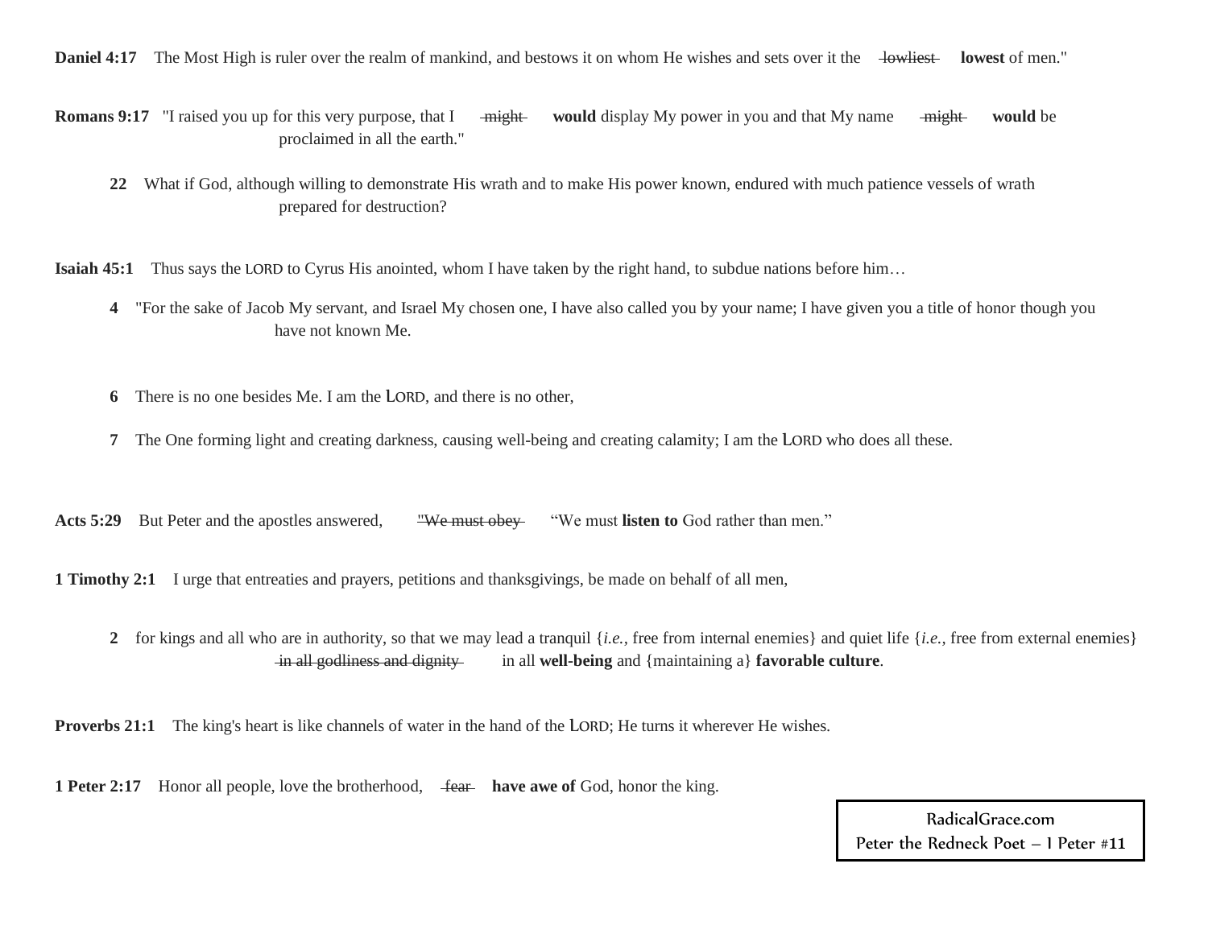**Daniel 4:17** The Most High is ruler over the realm of mankind, and bestows it on whom He wishes and sets over it the ~~lowliest~~ **lowest** of men."

**Romans 9:17** "I raised you up for this very purpose, that I ~~might~~ **would** display My power in you and that My name ~~might~~ **would** be proclaimed in all the earth."

**22** What if God, although willing to demonstrate His wrath and to make His power known, endured with much patience vessels of wrath prepared for destruction?

**Isaiah 45:1** Thus says the LORD to Cyrus His anointed, whom I have taken by the right hand, to subdue nations before him…

**4** "For the sake of Jacob My servant, and Israel My chosen one, I have also called you by your name; I have given you a title of honor though you have not known Me.

**6** There is no one besides Me. I am the LORD, and there is no other,

**7** The One forming light and creating darkness, causing well-being and creating calamity; I am the LORD who does all these.

**Acts 5:29** But Peter and the apostles answered, ~~"We must obey~~ "We must **listen to** God rather than men."

**1 Timothy 2:1** I urge that entreaties and prayers, petitions and thanksgivings, be made on behalf of all men,

**2** for kings and all who are in authority, so that we may lead a tranquil {*i.e.*, free from internal enemies} and quiet life {*i.e.*, free from external enemies} ~~in all godliness and dignity~~ in all **well-being** and {maintaining a} **favorable culture**.

**Proverbs 21:1** The king's heart is like channels of water in the hand of the LORD; He turns it wherever He wishes.

**1 Peter 2:17** Honor all people, love the brotherhood, ~~fear~~ **have awe of** God, honor the king.

RadicalGrace.com
Peter the Redneck Poet – 1 Peter #11